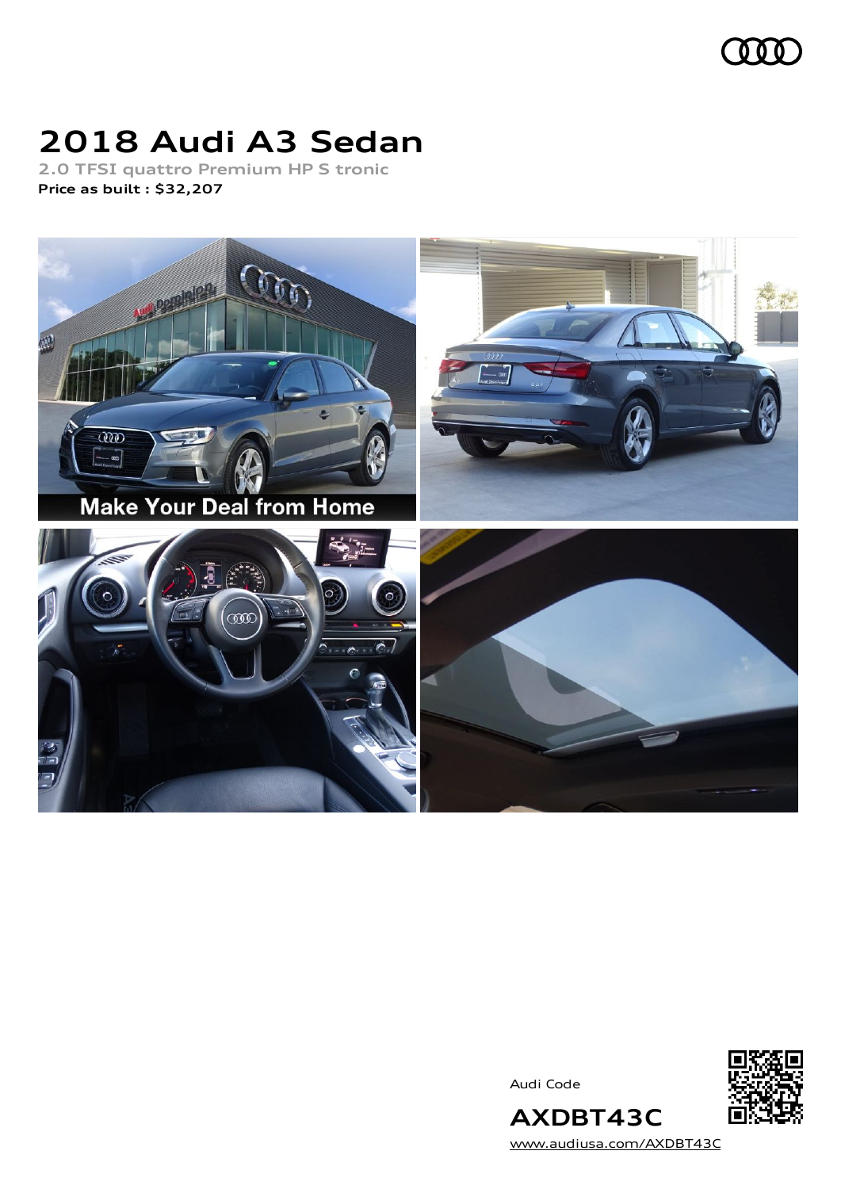# 2018 Audi A3 Sedan

**2.0 TFSI quattro Premium HP S tronic**

**Price as built : $32,207**

Audi Code

**AXDBT43C**

www.audiusa.com/AXDBT43C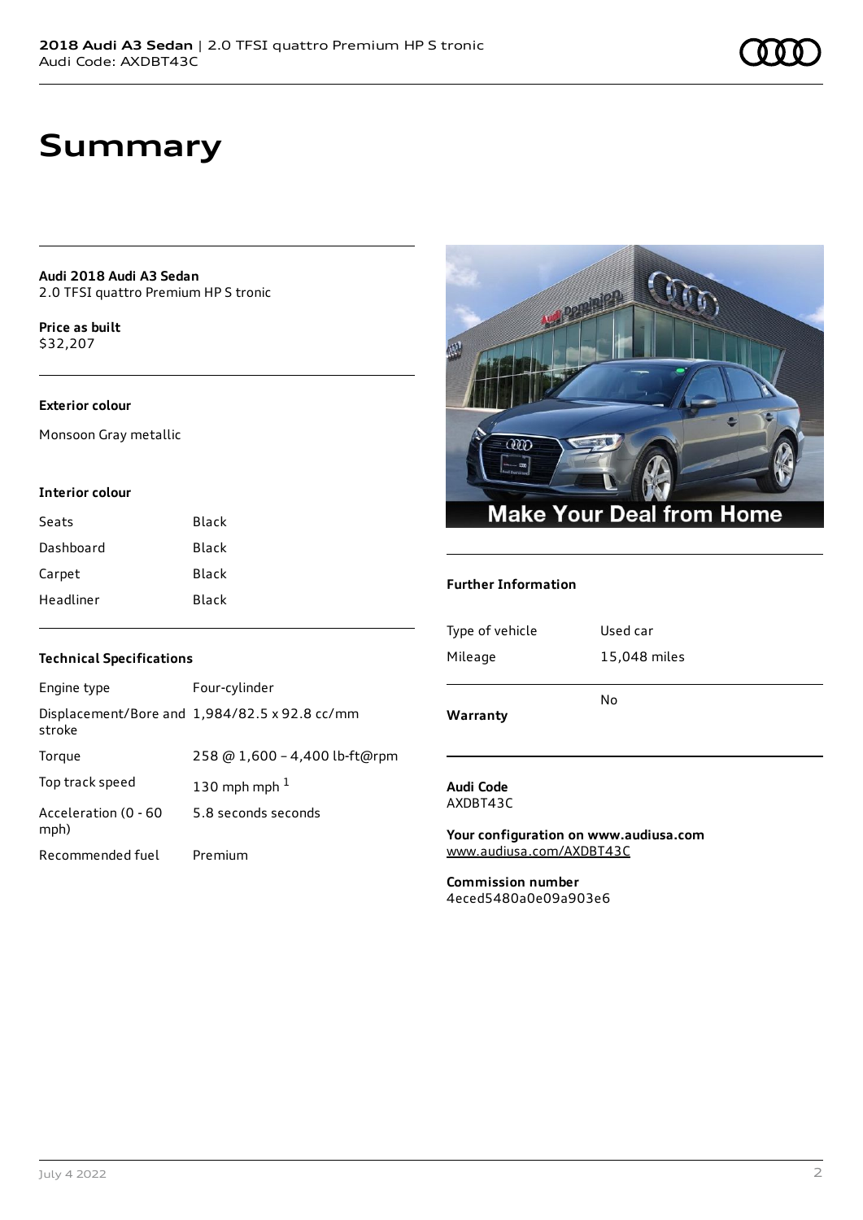# Summary

**Audi 2018 Audi A3 Sedan**
2.0 TFSI quattro Premium HP S tronic

**Price as built**
$32,207

### Exterior colour

Monsoon Gray metallic

### Interior colour

| | |
|---|---|
| Seats | Black |
| Dashboard | Black |
| Carpet | Black |
| Headliner | Black |

### Technical Specifications

| | |
|---|---|
| Engine type | Four-cylinder |
| Displacement/Bore and stroke | 1,984/82.5 x 92.8 cc/mm |
| Torque | 258 @ 1,600 - 4,400 lb-ft@rpm |
| Top track speed | 130 mph mph [1] |
| Acceleration (0 - 60 mph) | 5.8 seconds seconds |
| Recommended fuel | Premium |

### Further Information

| | |
|---|---|
| Type of vehicle | Used car |
| Mileage | 15,048 miles |
| **Warranty** | No |

**Audi Code**
AXDBT43C

**Your configuration on www.audiusa.com**
www.audiusa.com/AXDBT43C

**Commission number**
4eced5480a0e09a903e6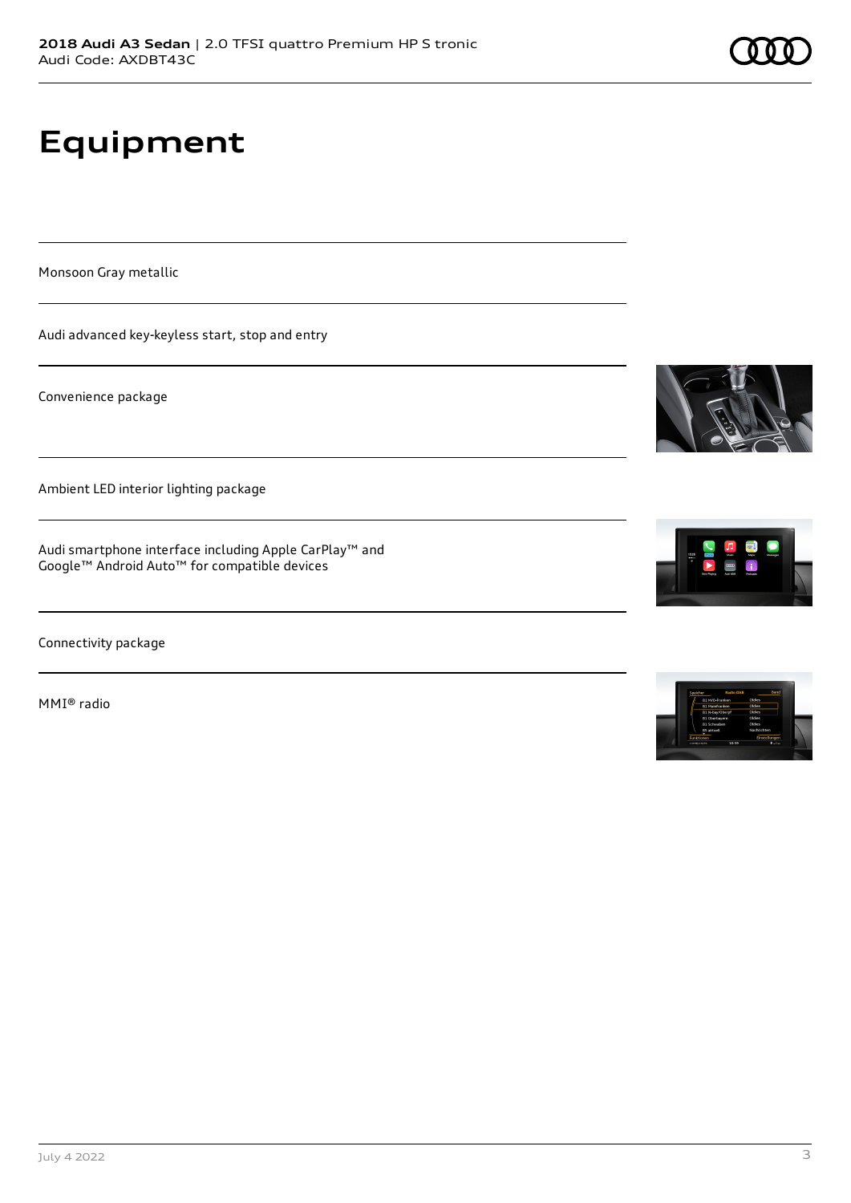# Equipment

Monsoon Gray metallic

Audi advanced key-keyless start, stop and entry

Convenience package

Ambient LED interior lighting package

Audi smartphone interface including Apple CarPlay™ and Google™ Android Auto™ for compatible devices

Connectivity package

MMI® radio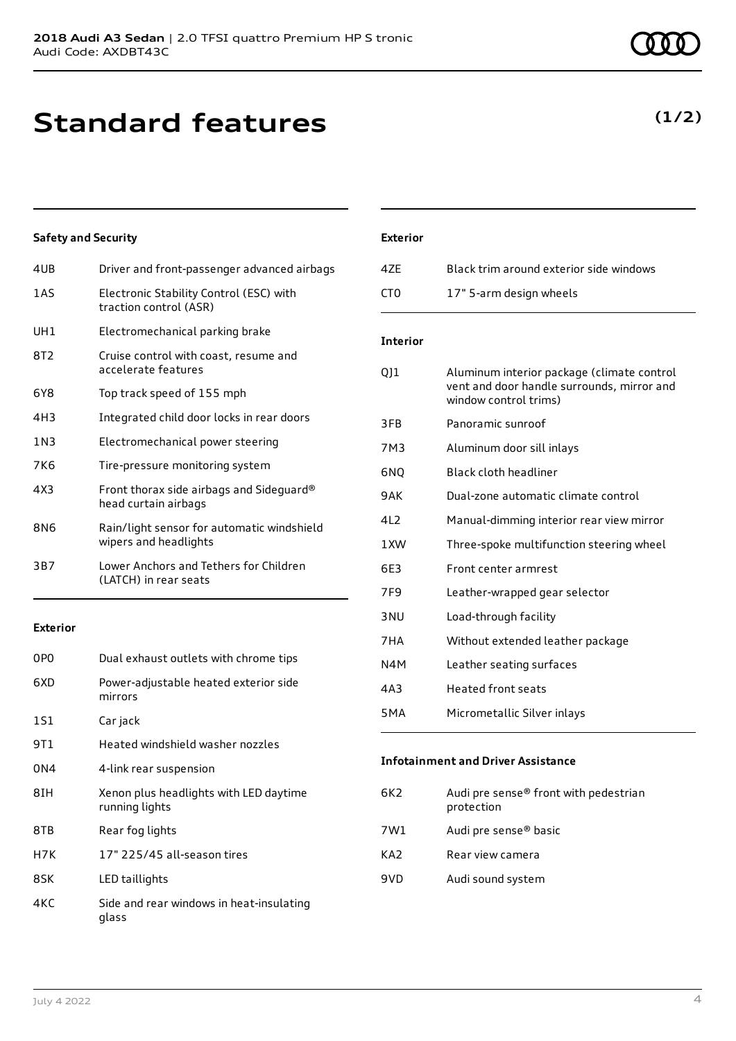# Standard features

**(1/2)**

### Safety and Security

| | |
|---|---|
| 4UB | Driver and front-passenger advanced airbags |
| 1AS | Electronic Stability Control (ESC) with traction control (ASR) |
| UH1 | Electromechanical parking brake |
| 8T2 | Cruise control with coast, resume and accelerate features |
| 6Y8 | Top track speed of 155 mph |
| 4H3 | Integrated child door locks in rear doors |
| 1N3 | Electromechanical power steering |
| 7K6 | Tire-pressure monitoring system |
| 4X3 | Front thorax side airbags and Sideguard® head curtain airbags |
| 8N6 | Rain/light sensor for automatic windshield wipers and headlights |
| 3B7 | Lower Anchors and Tethers for Children (LATCH) in rear seats |

### Exterior

| | |
|---|---|
| 0P0 | Dual exhaust outlets with chrome tips |
| 6XD | Power-adjustable heated exterior side mirrors |
| 1S1 | Car jack |
| 9T1 | Heated windshield washer nozzles |
| 0N4 | 4-link rear suspension |
| 8IH | Xenon plus headlights with LED daytime running lights |
| 8TB | Rear fog lights |
| H7K | 17" 225/45 all-season tires |
| 8SK | LED taillights |
| 4KC | Side and rear windows in heat-insulating glass |

### Exterior

| | |
|---|---|
| 4ZE | Black trim around exterior side windows |
| CT0 | 17" 5-arm design wheels |

### Interior

| | |
|---|---|
| QJ1 | Aluminum interior package (climate control vent and door handle surrounds, mirror and window control trims) |
| 3FB | Panoramic sunroof |
| 7M3 | Aluminum door sill inlays |
| 6NQ | Black cloth headliner |
| 9AK | Dual-zone automatic climate control |
| 4L2 | Manual-dimming interior rear view mirror |
| 1XW | Three-spoke multifunction steering wheel |
| 6E3 | Front center armrest |
| 7F9 | Leather-wrapped gear selector |
| 3NU | Load-through facility |
| 7HA | Without extended leather package |
| N4M | Leather seating surfaces |
| 4A3 | Heated front seats |
| 5MA | Micrometallic Silver inlays |

### Infotainment and Driver Assistance

| | |
|---|---|
| 6K2 | Audi pre sense® front with pedestrian protection |
| 7W1 | Audi pre sense® basic |
| KA2 | Rear view camera |
| 9VD | Audi sound system |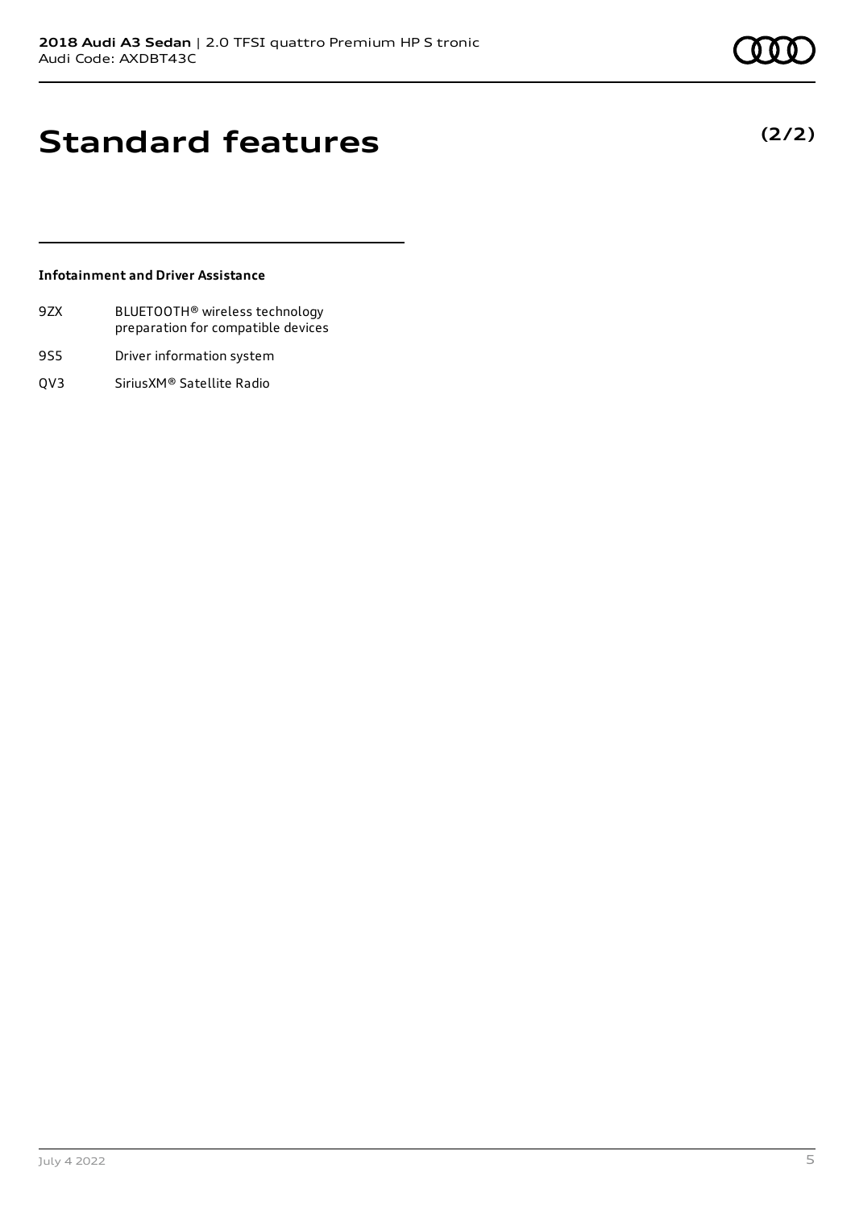# Standard features

**(2/2)**

### Infotainment and Driver Assistance

| | |
|---|---|
| 9ZX | BLUETOOTH® wireless technology preparation for compatible devices |
| 9S5 | Driver information system |
| QV3 | SiriusXM® Satellite Radio |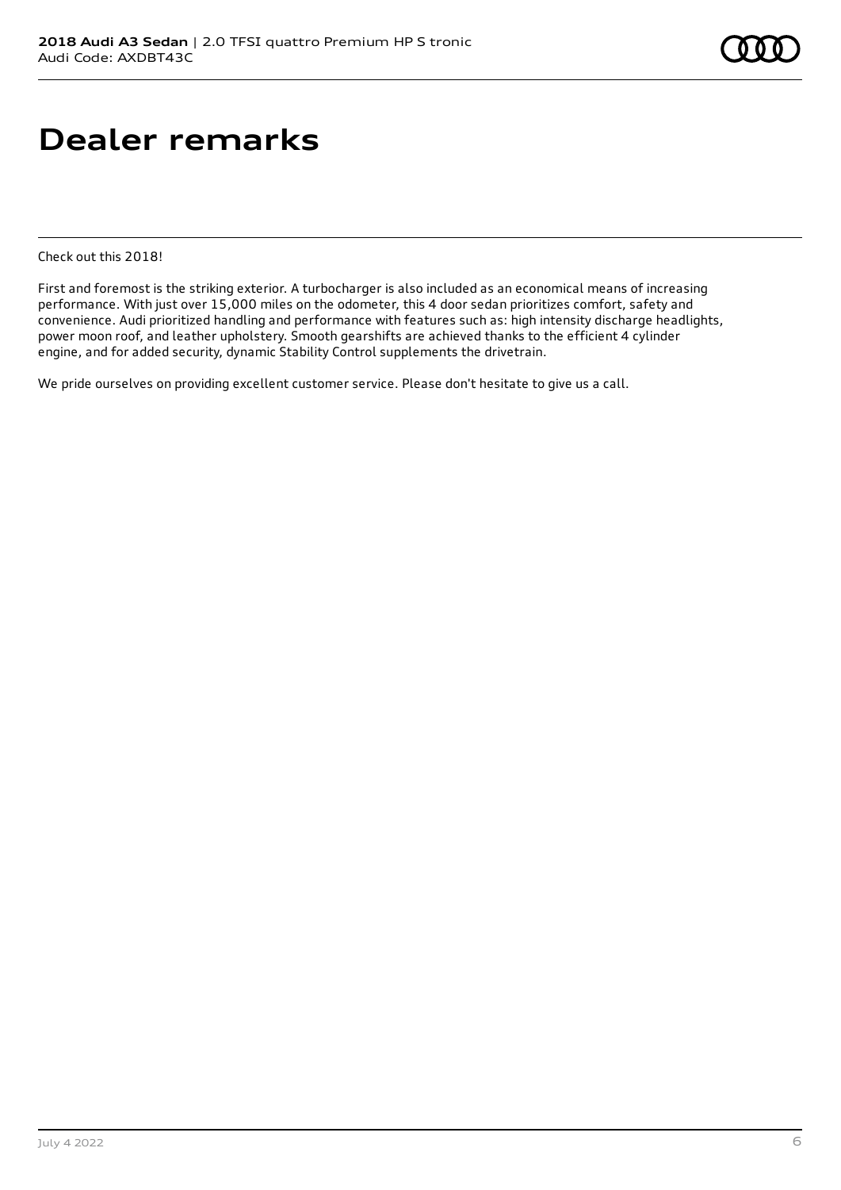# Dealer remarks

Check out this 2018!

First and foremost is the striking exterior. A turbocharger is also included as an economical means of increasing performance. With just over 15,000 miles on the odometer, this 4 door sedan prioritizes comfort, safety and convenience. Audi prioritized handling and performance with features such as: high intensity discharge headlights, power moon roof, and leather upholstery. Smooth gearshifts are achieved thanks to the efficient 4 cylinder engine, and for added security, dynamic Stability Control supplements the drivetrain.

We pride ourselves on providing excellent customer service. Please don't hesitate to give us a call.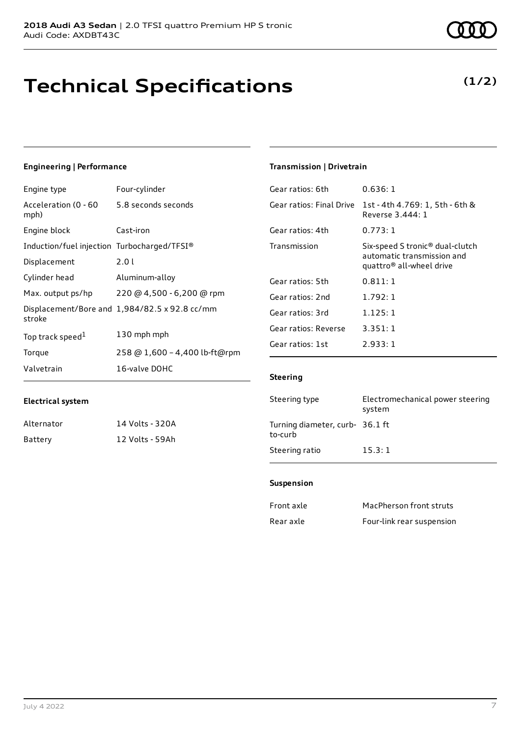**2018 Audi A3 Sedan** | 2.0 TFSI quattro Premium HP S tronic
Audi Code: AXDBT43C

# Technical Specifications

**(1/2)**

### Engineering | Performance

| | |
|---|---|
| Engine type | Four-cylinder |
| Acceleration (0 - 60 mph) | 5.8 seconds seconds |
| Engine block | Cast-iron |
| Induction/fuel injection | Turbocharged/TFSI® |
| Displacement | 2.0 l |
| Cylinder head | Aluminum-alloy |
| Max. output ps/hp | 220 @ 4,500 - 6,200 @ rpm |
| Displacement/Bore and stroke | 1,984/82.5 x 92.8 cc/mm |
| Top track speed[1] | 130 mph mph |
| Torque | 258 @ 1,600 – 4,400 lb-ft@rpm |
| Valvetrain | 16-valve DOHC |

### Electrical system

| | |
|---|---|
| Alternator | 14 Volts - 320A |
| Battery | 12 Volts - 59Ah |

### Transmission | Drivetrain

| | |
|---|---|
| Gear ratios: 6th | 0.636: 1 |
| Gear ratios: Final Drive | 1st - 4th 4.769: 1, 5th - 6th & Reverse 3.444: 1 |
| Gear ratios: 4th | 0.773: 1 |
| Transmission | Six-speed S tronic® dual-clutch automatic transmission and quattro® all-wheel drive |
| Gear ratios: 5th | 0.811: 1 |
| Gear ratios: 2nd | 1.792: 1 |
| Gear ratios: 3rd | 1.125: 1 |
| Gear ratios: Reverse | 3.351: 1 |
| Gear ratios: 1st | 2.933: 1 |

### Steering

| | |
|---|---|
| Steering type | Electromechanical power steering system |
| Turning diameter, curb-to-curb | 36.1 ft |
| Steering ratio | 15.3: 1 |

### Suspension

| | |
|---|---|
| Front axle | MacPherson front struts |
| Rear axle | Four-link rear suspension |

July 4 2022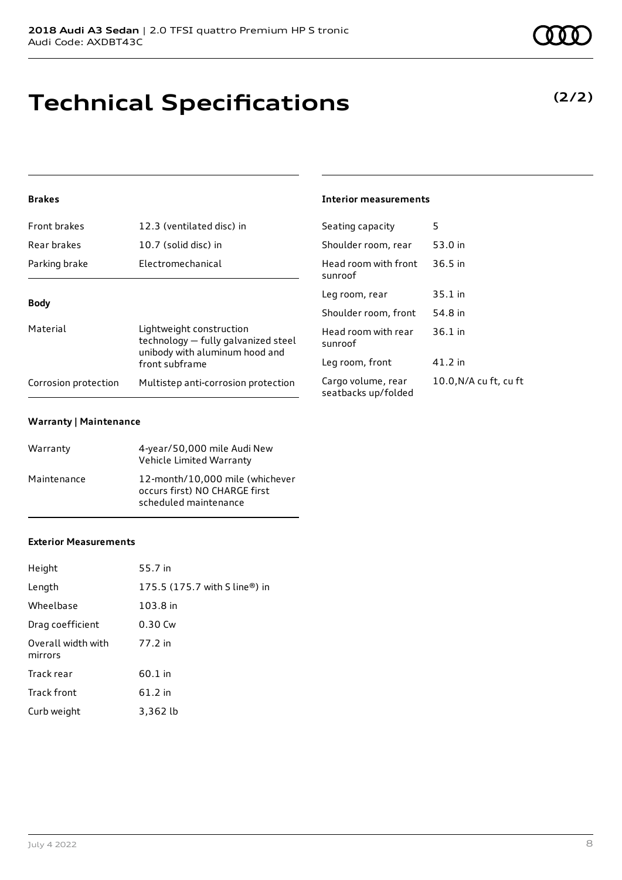# Technical Specifications

**(2/2)**

### Brakes

| | |
|---|---|
| Front brakes | 12.3 (ventilated disc) in |
| Rear brakes | 10.7 (solid disc) in |
| Parking brake | Electromechanical |

### Body

| | |
|---|---|
| Material | Lightweight construction technology — fully galvanized steel unibody with aluminum hood and front subframe |
| Corrosion protection | Multistep anti-corrosion protection |

### Warranty | Maintenance

| | |
|---|---|
| Warranty | 4-year/50,000 mile Audi New Vehicle Limited Warranty |
| Maintenance | 12-month/10,000 mile (whichever occurs first) NO CHARGE first scheduled maintenance |

### Exterior Measurements

| | |
|---|---|
| Height | 55.7 in |
| Length | 175.5 (175.7 with S line®) in |
| Wheelbase | 103.8 in |
| Drag coefficient | 0.30 Cw |
| Overall width with mirrors | 77.2 in |
| Track rear | 60.1 in |
| Track front | 61.2 in |
| Curb weight | 3,362 lb |

### Interior measurements

| | |
|---|---|
| Seating capacity | 5 |
| Shoulder room, rear | 53.0 in |
| Head room with front sunroof | 36.5 in |
| Leg room, rear | 35.1 in |
| Shoulder room, front | 54.8 in |
| Head room with rear sunroof | 36.1 in |
| Leg room, front | 41.2 in |
| Cargo volume, rear seatbacks up/folded | 10.0,N/A cu ft, cu ft |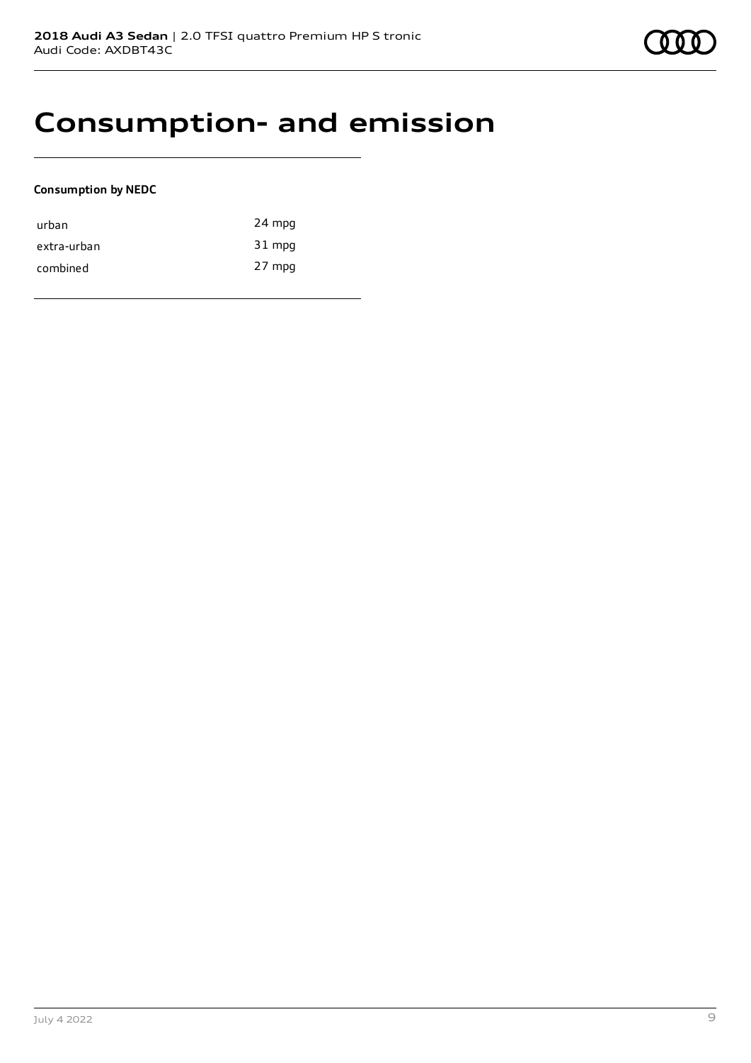# Consumption- and emission

**Consumption by NEDC**

| | |
|---|---|
| urban | 24 mpg |
| extra-urban | 31 mpg |
| combined | 27 mpg |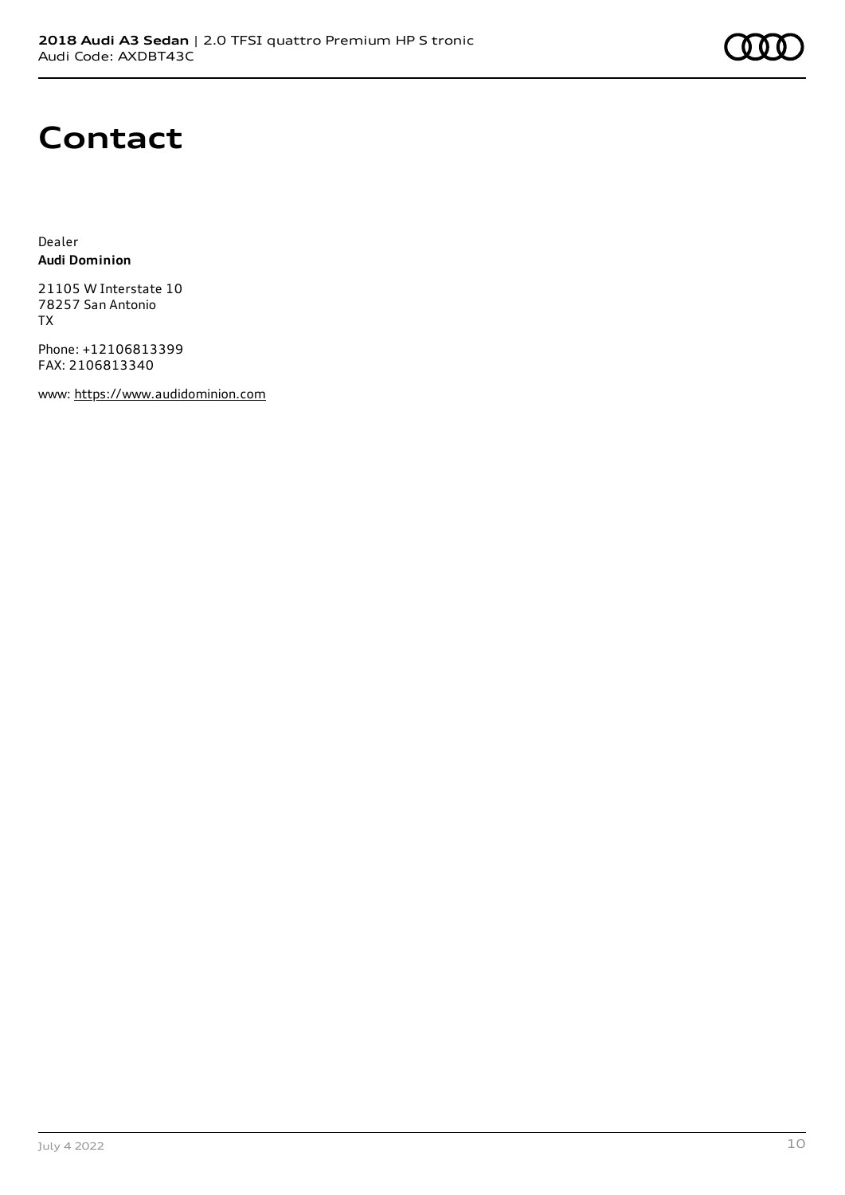# Contact

Dealer
**Audi Dominion**

21105 W Interstate 10
78257 San Antonio
TX

Phone: +12106813399
FAX: 2106813340

www: https://www.audidominion.com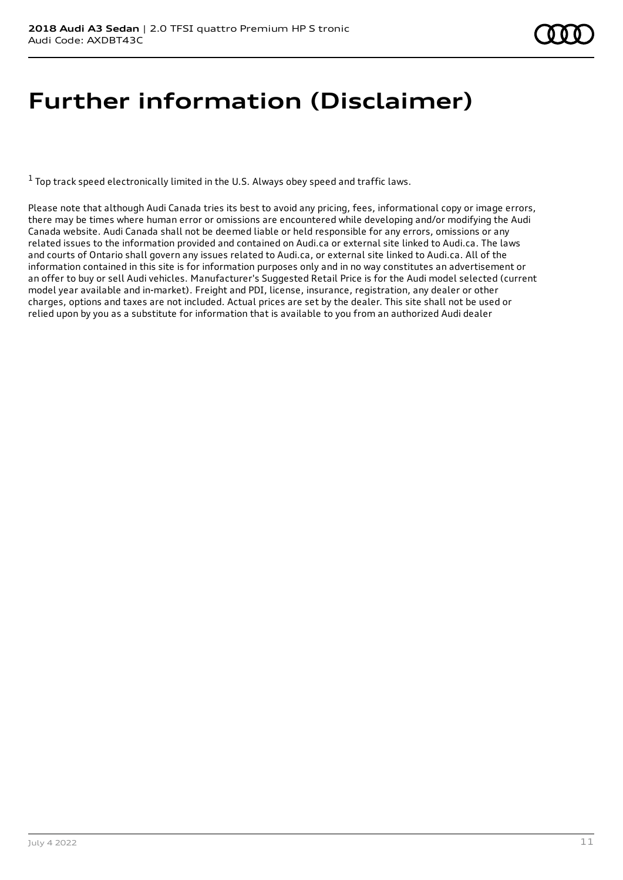# Further information (Disclaimer)

[1] Top track speed electronically limited in the U.S. Always obey speed and traffic laws.

Please note that although Audi Canada tries its best to avoid any pricing, fees, informational copy or image errors, there may be times where human error or omissions are encountered while developing and/or modifying the Audi Canada website. Audi Canada shall not be deemed liable or held responsible for any errors, omissions or any related issues to the information provided and contained on Audi.ca or external site linked to Audi.ca. The laws and courts of Ontario shall govern any issues related to Audi.ca, or external site linked to Audi.ca. All of the information contained in this site is for information purposes only and in no way constitutes an advertisement or an offer to buy or sell Audi vehicles. Manufacturer's Suggested Retail Price is for the Audi model selected (current model year available and in-market). Freight and PDI, license, insurance, registration, any dealer or other charges, options and taxes are not included. Actual prices are set by the dealer. This site shall not be used or relied upon by you as a substitute for information that is available to you from an authorized Audi dealer